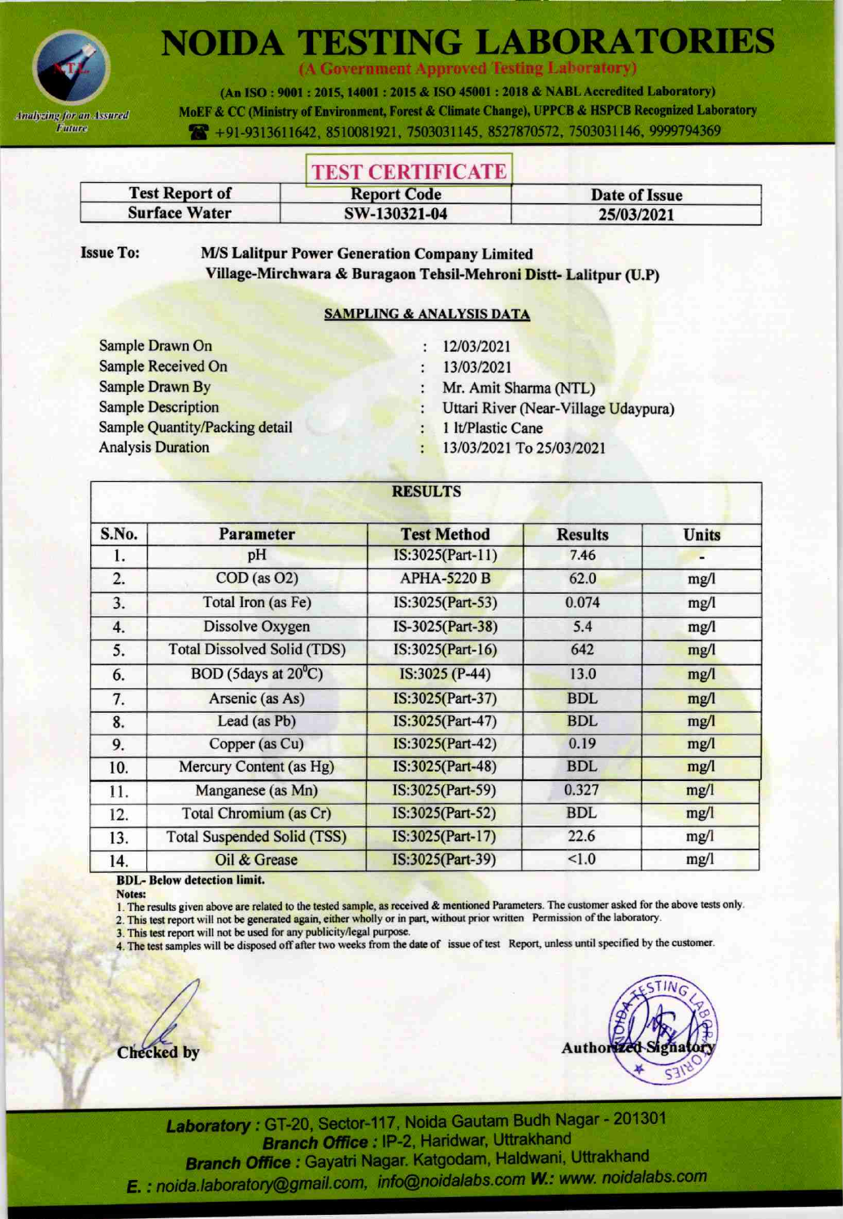# NOIDA TESTING LABORATORIES

**(A Government Approved Testing Laboratory)**

**(An ISO : 9001 : 2015, 14001 : 2015 & ISO 45001 : 2018 & NABL Accredited Laboratory)**
**MoEF & CC (Ministry of Environment, Forest & Climate Change), UPPCB & HSPCB Recognized Laboratory**
☎ +91-9313611642, 8510081921, 7503031145, 8527870572, 7503031146, 9999794369

*Analyzing for an Assured Future*

## TEST CERTIFICATE

| Test Report of | Report Code | Date of Issue |
|---|---|---|
| Surface Water | SW-130321-04 | 25/03/2021 |

**Issue To:** **M/S Lalitpur Power Generation Company Limited**
**Village-Mirchwara & Buragaon Tehsil-Mehroni Distt- Lalitpur (U.P)**

### SAMPLING & ANALYSIS DATA

| | |
|---|---|
| Sample Drawn On | : 12/03/2021 |
| Sample Received On | : 13/03/2021 |
| Sample Drawn By | : Mr. Amit Sharma (NTL) |
| Sample Description | : Uttari River (Near-Village Udaypura) |
| Sample Quantity/Packing detail | : 1 lt/Plastic Cane |
| Analysis Duration | : 13/03/2021 To 25/03/2021 |

### RESULTS

| S.No. | Parameter | Test Method | Results | Units |
|---|---|---|---|---|
| 1. | pH | IS:3025(Part-11) | 7.46 | - |
| 2. | COD (as O2) | APHA-5220 B | 62.0 | mg/l |
| 3. | Total Iron (as Fe) | IS:3025(Part-53) | 0.074 | mg/l |
| 4. | Dissolve Oxygen | IS-3025(Part-38) | 5.4 | mg/l |
| 5. | Total Dissolved Solid (TDS) | IS:3025(Part-16) | 642 | mg/l |
| 6. | BOD (5days at $20^0$C) | IS:3025 (P-44) | 13.0 | mg/l |
| 7. | Arsenic (as As) | IS:3025(Part-37) | BDL | mg/l |
| 8. | Lead (as Pb) | IS:3025(Part-47) | BDL | mg/l |
| 9. | Copper (as Cu) | IS:3025(Part-42) | 0.19 | mg/l |
| 10. | Mercury Content (as Hg) | IS:3025(Part-48) | BDL | mg/l |
| 11. | Manganese (as Mn) | IS:3025(Part-59) | 0.327 | mg/l |
| 12. | Total Chromium (as Cr) | IS:3025(Part-52) | BDL | mg/l |
| 13. | Total Suspended Solid (TSS) | IS:3025(Part-17) | 22.6 | mg/l |
| 14. | Oil & Grease | IS:3025(Part-39) | <1.0 | mg/l |

**BDL- Below detection limit.**

**Notes:**

1. The results given above are related to the tested sample, as received & mentioned Parameters. The customer asked for the above tests only.
2. This test report will not be generated again, either wholly or in part, without prior written Permission of the laboratory.
3. This test report will not be used for any publicity/legal purpose.
4. The test samples will be disposed off after two weeks from the date of issue of test Report, unless until specified by the customer.

Checked by

Authorized Signatory

**Laboratory :** GT-20, Sector-117, Noida Gautam Budh Nagar - 201301
**Branch Office :** IP-2, Haridwar, Uttrakhand
**Branch Office :** Gayatri Nagar. Katgodam, Haldwani, Uttrakhand
**E. :** noida.laboratory@gmail.com, info@noidalabs.com **W.:** www. noidalabs.com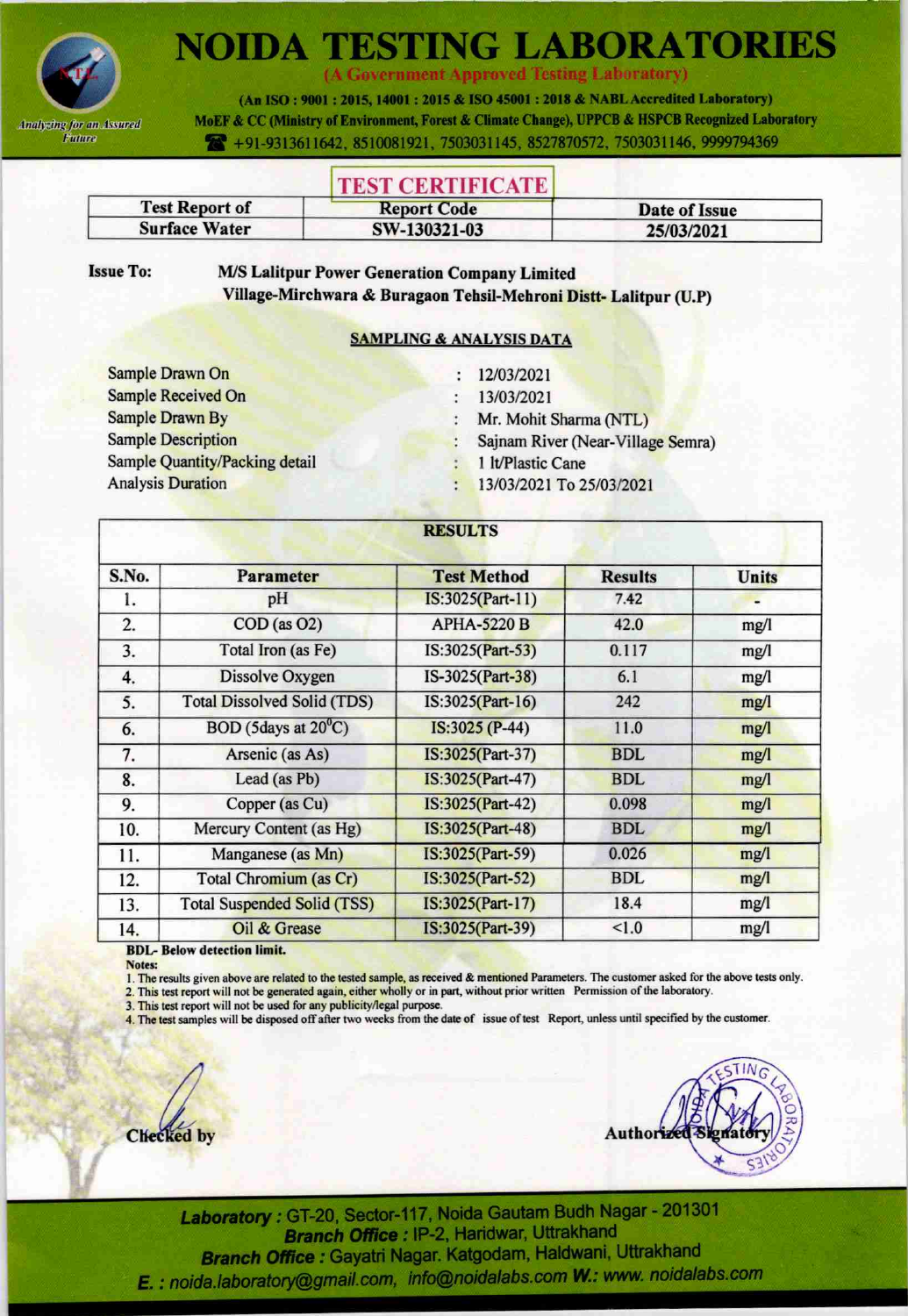# NOIDA TESTING LABORATORIES

(A Government Approved Testing Laboratory)

(An ISO : 9001 : 2015, 14001 : 2015 & ISO 45001 : 2018 & NABL Accredited Laboratory)
MoEF & CC (Ministry of Environment, Forest & Climate Change), UPPCB & HSPCB Recognized Laboratory
+91-9313611642, 8510081921, 7503031145, 8527870572, 7503031146, 9999794369

Analyzing for an Assured Future

## TEST CERTIFICATE

| Test Report of | Report Code | Date of Issue |
|---|---|---|
| Surface Water | SW-130321-03 | 25/03/2021 |

**Issue To:** **M/S Lalitpur Power Generation Company Limited**
**Village-Mirchwara & Buragaon Tehsil-Mehroni Distt- Lalitpur (U.P)**

**SAMPLING & ANALYSIS DATA**

| | |
|---|---|
| Sample Drawn On | : 12/03/2021 |
| Sample Received On | : 13/03/2021 |
| Sample Drawn By | : Mr. Mohit Sharma (NTL) |
| Sample Description | : Sajnam River (Near-Village Semra) |
| Sample Quantity/Packing detail | : 1 lt/Plastic Cane |
| Analysis Duration | : 13/03/2021 To 25/03/2021 |

**RESULTS**

| S.No. | Parameter | Test Method | Results | Units |
|---|---|---|---|---|
| 1. | pH | IS:3025(Part-11) | 7.42 | - |
| 2. | COD (as O2) | APHA-5220 B | 42.0 | mg/l |
| 3. | Total Iron (as Fe) | IS:3025(Part-53) | 0.117 | mg/l |
| 4. | Dissolve Oxygen | IS-3025(Part-38) | 6.1 | mg/l |
| 5. | Total Dissolved Solid (TDS) | IS:3025(Part-16) | 242 | mg/l |
| 6. | BOD (5days at $20^0$C) | IS:3025 (P-44) | 11.0 | mg/l |
| 7. | Arsenic (as As) | IS:3025(Part-37) | BDL | mg/l |
| 8. | Lead (as Pb) | IS:3025(Part-47) | BDL | mg/l |
| 9. | Copper (as Cu) | IS:3025(Part-42) | 0.098 | mg/l |
| 10. | Mercury Content (as Hg) | IS:3025(Part-48) | BDL | mg/l |
| 11. | Manganese (as Mn) | IS:3025(Part-59) | 0.026 | mg/l |
| 12. | Total Chromium (as Cr) | IS:3025(Part-52) | BDL | mg/l |
| 13. | Total Suspended Solid (TSS) | IS:3025(Part-17) | 18.4 | mg/l |
| 14. | Oil & Grease | IS:3025(Part-39) | <1.0 | mg/l |

**BDL- Below detection limit.**

**Notes:**

1. The results given above are related to the tested sample, as received & mentioned Parameters. The customer asked for the above tests only.
2. This test report will not be generated again, either wholly or in part, without prior written Permission of the laboratory.
3. This test report will not be used for any publicity/legal purpose.
4. The test samples will be disposed off after two weeks from the date of issue of test Report, unless until specified by the customer.

Checked by

Authorized Signatory

**Laboratory :** GT-20, Sector-117, Noida Gautam Budh Nagar - 201301
**Branch Office :** IP-2, Haridwar, Uttrakhand
**Branch Office :** Gayatri Nagar. Katgodam, Haldwani, Uttrakhand
**E. :** noida.laboratory@gmail.com, info@noidalabs.com **W.:** www. noidalabs.com